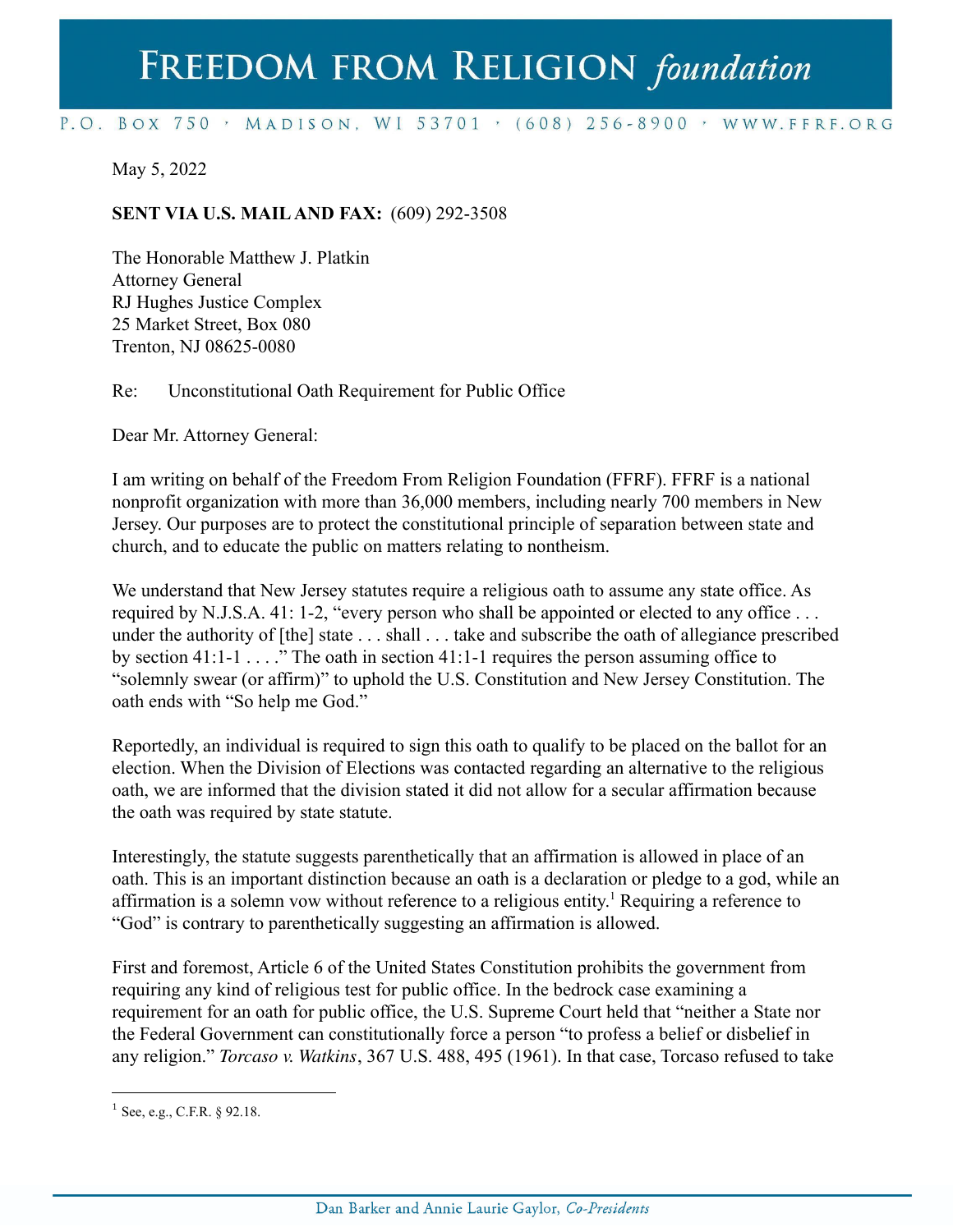# FREEDOM FROM RELIGION *foundation*

P.O. BOX 750 · MADISON, WI 53701 · (608) 256-8900 · WWW.FFRF.ORG

May 5, 2022

**SENT VIA U.S. MAIL AND FAX:** (609) 292-3508

The Honorable Matthew J. Platkin
Attorney General
RJ Hughes Justice Complex
25 Market Street, Box 080
Trenton, NJ 08625-0080

Re: Unconstitutional Oath Requirement for Public Office

Dear Mr. Attorney General:

I am writing on behalf of the Freedom From Religion Foundation (FFRF). FFRF is a national nonprofit organization with more than 36,000 members, including nearly 700 members in New Jersey. Our purposes are to protect the constitutional principle of separation between state and church, and to educate the public on matters relating to nontheism.

We understand that New Jersey statutes require a religious oath to assume any state office. As required by N.J.S.A. 41: 1-2, "every person who shall be appointed or elected to any office . . . under the authority of [the] state . . . shall . . . take and subscribe the oath of allegiance prescribed by section 41:1-1 . . . ." The oath in section 41:1-1 requires the person assuming office to "solemnly swear (or affirm)" to uphold the U.S. Constitution and New Jersey Constitution. The oath ends with "So help me God."

Reportedly, an individual is required to sign this oath to qualify to be placed on the ballot for an election. When the Division of Elections was contacted regarding an alternative to the religious oath, we are informed that the division stated it did not allow for a secular affirmation because the oath was required by state statute.

Interestingly, the statute suggests parenthetically that an affirmation is allowed in place of an oath. This is an important distinction because an oath is a declaration or pledge to a god, while an affirmation is a solemn vow without reference to a religious entity.[1] Requiring a reference to "God" is contrary to parenthetically suggesting an affirmation is allowed.

First and foremost, Article 6 of the United States Constitution prohibits the government from requiring any kind of religious test for public office. In the bedrock case examining a requirement for an oath for public office, the U.S. Supreme Court held that "neither a State nor the Federal Government can constitutionally force a person "to profess a belief or disbelief in any religion." *Torcaso v. Watkins*, 367 U.S. 488, 495 (1961). In that case, Torcaso refused to take

[1] See, e.g., C.F.R. § 92.18.

Dan Barker and Annie Laurie Gaylor, *Co-Presidents*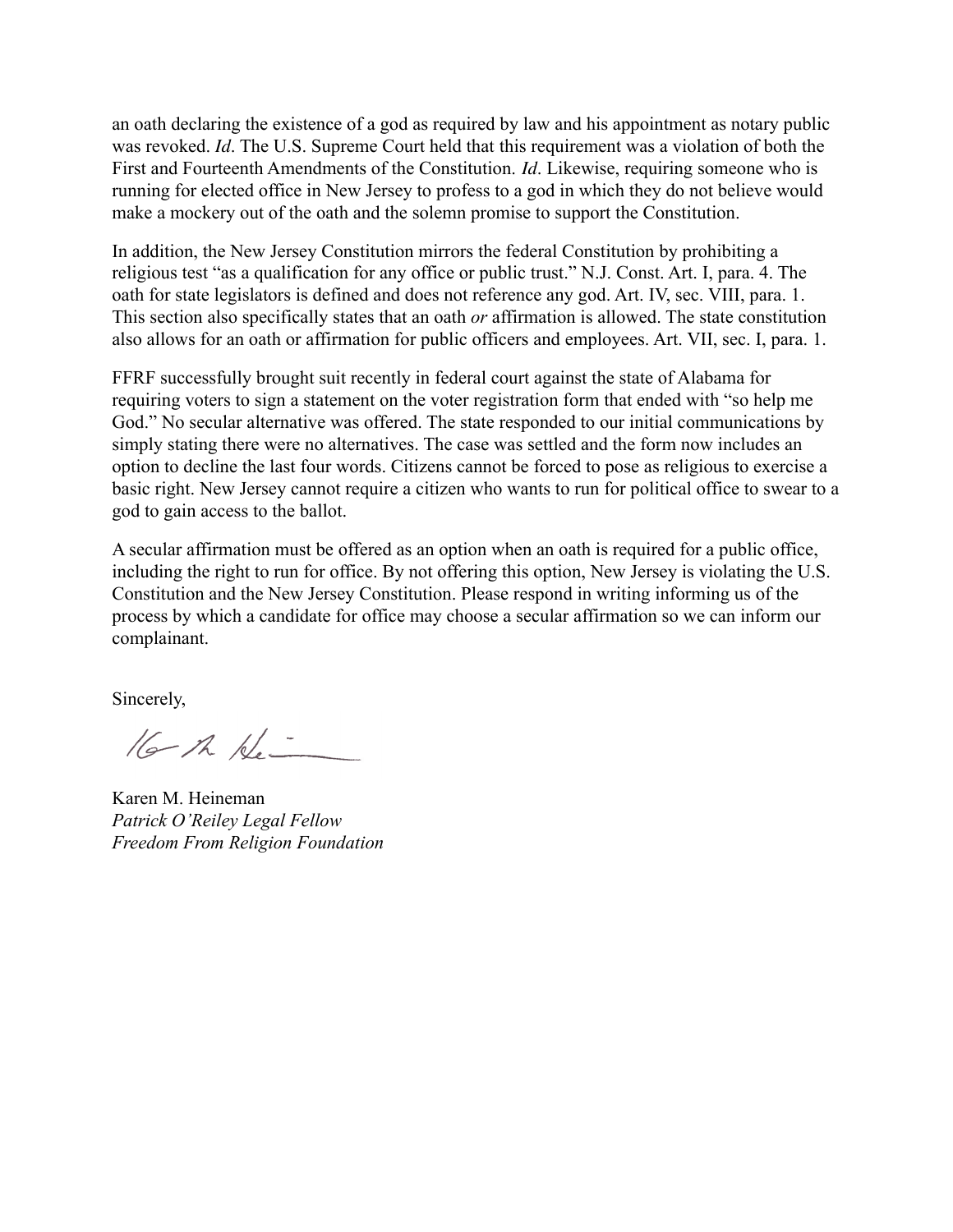an oath declaring the existence of a god as required by law and his appointment as notary public was revoked. *Id*. The U.S. Supreme Court held that this requirement was a violation of both the First and Fourteenth Amendments of the Constitution. *Id*. Likewise, requiring someone who is running for elected office in New Jersey to profess to a god in which they do not believe would make a mockery out of the oath and the solemn promise to support the Constitution.

In addition, the New Jersey Constitution mirrors the federal Constitution by prohibiting a religious test "as a qualification for any office or public trust." N.J. Const. Art. I, para. 4. The oath for state legislators is defined and does not reference any god. Art. IV, sec. VIII, para. 1. This section also specifically states that an oath *or* affirmation is allowed. The state constitution also allows for an oath or affirmation for public officers and employees. Art. VII, sec. I, para. 1.

FFRF successfully brought suit recently in federal court against the state of Alabama for requiring voters to sign a statement on the voter registration form that ended with "so help me God." No secular alternative was offered. The state responded to our initial communications by simply stating there were no alternatives. The case was settled and the form now includes an option to decline the last four words. Citizens cannot be forced to pose as religious to exercise a basic right. New Jersey cannot require a citizen who wants to run for political office to swear to a god to gain access to the ballot.

A secular affirmation must be offered as an option when an oath is required for a public office, including the right to run for office. By not offering this option, New Jersey is violating the U.S. Constitution and the New Jersey Constitution. Please respond in writing informing us of the process by which a candidate for office may choose a secular affirmation so we can inform our complainant.

Sincerely,

Karen M. Heineman
*Patrick O'Reiley Legal Fellow*
*Freedom From Religion Foundation*